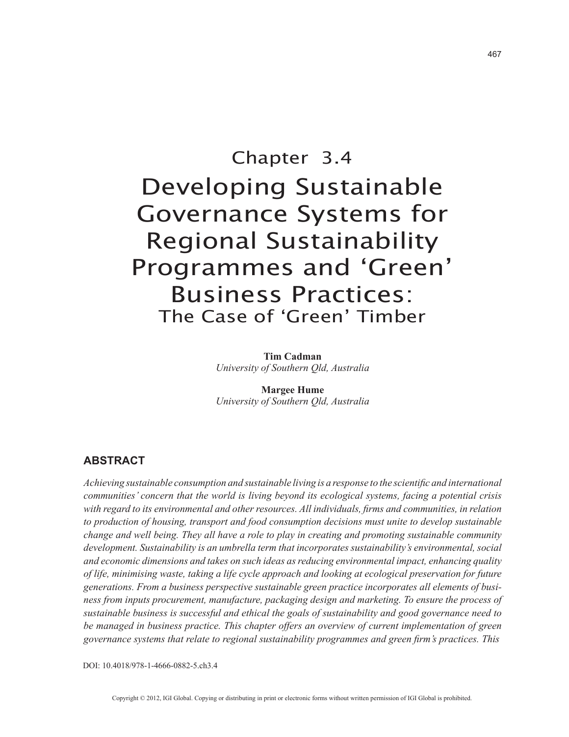# Chapter 3.4

# Developing Sustainable Governance Systems for Regional Sustainability Programmes and 'Green' Business Practices:

## The Case of 'Green' Timber

**Tim Cadman**
*University of Southern Qld, Australia*

**Margee Hume**
*University of Southern Qld, Australia*

## ABSTRACT

*Achieving sustainable consumption and sustainable living is a response to the scientific and international communities' concern that the world is living beyond its ecological systems, facing a potential crisis with regard to its environmental and other resources. All individuals, firms and communities, in relation to production of housing, transport and food consumption decisions must unite to develop sustainable change and well being. They all have a role to play in creating and promoting sustainable community development. Sustainability is an umbrella term that incorporates sustainability's environmental, social and economic dimensions and takes on such ideas as reducing environmental impact, enhancing quality of life, minimising waste, taking a life cycle approach and looking at ecological preservation for future generations. From a business perspective sustainable green practice incorporates all elements of business from inputs procurement, manufacture, packaging design and marketing. To ensure the process of sustainable business is successful and ethical the goals of sustainability and good governance need to be managed in business practice. This chapter offers an overview of current implementation of green governance systems that relate to regional sustainability programmes and green firm's practices. This*

DOI: 10.4018/978-1-4666-0882-5.ch3.4

Copyright © 2012, IGI Global. Copying or distributing in print or electronic forms without written permission of IGI Global is prohibited.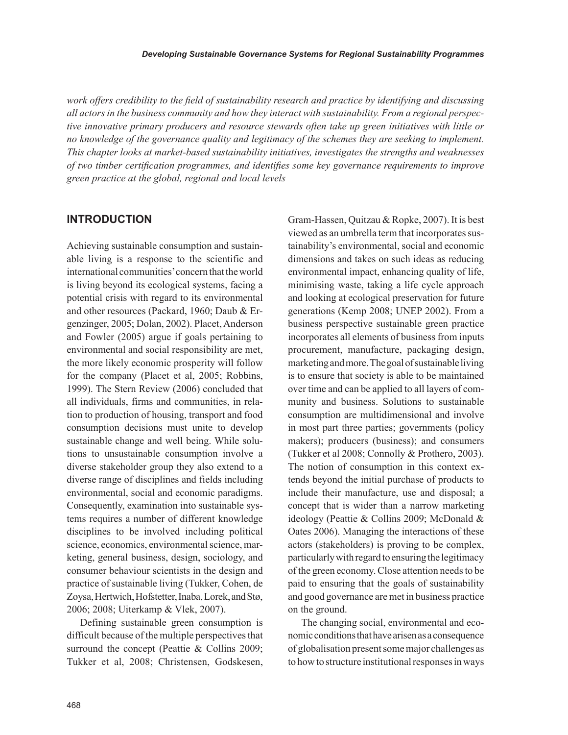*work offers credibility to the field of sustainability research and practice by identifying and discussing all actors in the business community and how they interact with sustainability. From a regional perspective innovative primary producers and resource stewards often take up green initiatives with little or no knowledge of the governance quality and legitimacy of the schemes they are seeking to implement. This chapter looks at market-based sustainability initiatives, investigates the strengths and weaknesses of two timber certification programmes, and identifies some key governance requirements to improve green practice at the global, regional and local levels*

## INTRODUCTION

Achieving sustainable consumption and sustainable living is a response to the scientific and international communities' concern that the world is living beyond its ecological systems, facing a potential crisis with regard to its environmental and other resources (Packard, 1960; Daub & Ergenzinger, 2005; Dolan, 2002). Placet, Anderson and Fowler (2005) argue if goals pertaining to environmental and social responsibility are met, the more likely economic prosperity will follow for the company (Placet et al, 2005; Robbins, 1999). The Stern Review (2006) concluded that all individuals, firms and communities, in relation to production of housing, transport and food consumption decisions must unite to develop sustainable change and well being. While solutions to unsustainable consumption involve a diverse stakeholder group they also extend to a diverse range of disciplines and fields including environmental, social and economic paradigms. Consequently, examination into sustainable systems requires a number of different knowledge disciplines to be involved including political science, economics, environmental science, marketing, general business, design, sociology, and consumer behaviour scientists in the design and practice of sustainable living (Tukker, Cohen, de Zoysa, Hertwich, Hofstetter, Inaba, Lorek, and Stø, 2006; 2008; Uiterkamp & Vlek, 2007).

Defining sustainable green consumption is difficult because of the multiple perspectives that surround the concept (Peattie & Collins 2009; Tukker et al, 2008; Christensen, Godskesen, Gram-Hassen, Quitzau & Ropke, 2007). It is best viewed as an umbrella term that incorporates sustainability's environmental, social and economic dimensions and takes on such ideas as reducing environmental impact, enhancing quality of life, minimising waste, taking a life cycle approach and looking at ecological preservation for future generations (Kemp 2008; UNEP 2002). From a business perspective sustainable green practice incorporates all elements of business from inputs procurement, manufacture, packaging design, marketing and more. The goal of sustainable living is to ensure that society is able to be maintained over time and can be applied to all layers of community and business. Solutions to sustainable consumption are multidimensional and involve in most part three parties; governments (policy makers); producers (business); and consumers (Tukker et al 2008; Connolly & Prothero, 2003). The notion of consumption in this context extends beyond the initial purchase of products to include their manufacture, use and disposal; a concept that is wider than a narrow marketing ideology (Peattie & Collins 2009; McDonald & Oates 2006). Managing the interactions of these actors (stakeholders) is proving to be complex, particularly with regard to ensuring the legitimacy of the green economy. Close attention needs to be paid to ensuring that the goals of sustainability and good governance are met in business practice on the ground.

The changing social, environmental and economic conditions that have arisen as a consequence of globalisation present some major challenges as to how to structure institutional responses in ways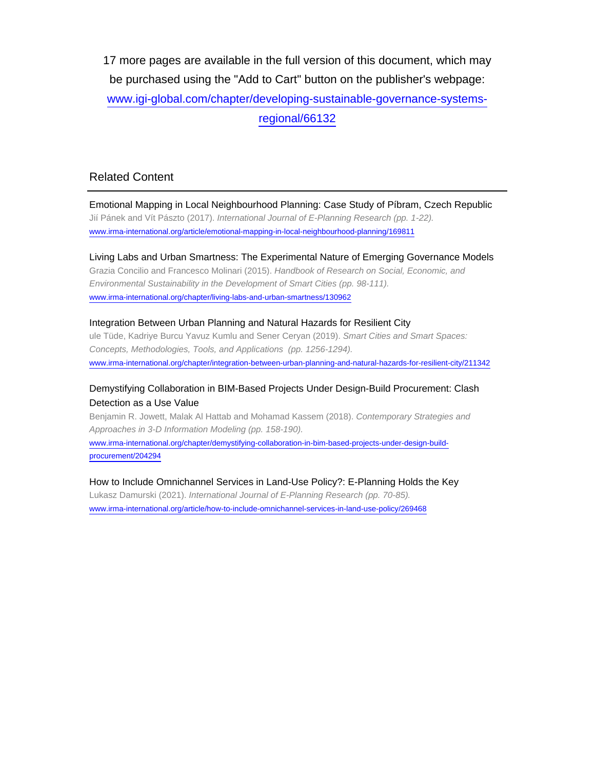17 more pages are available in the full version of this document, which may be purchased using the "Add to Cart" button on the publisher's webpage: www.igi-global.com/chapter/developing-sustainable-governance-systems-regional/66132

## Related Content

Emotional Mapping in Local Neighbourhood Planning: Case Study of Píbram, Czech Republic
Jií Pánek and Vít Pászto (2017). *International Journal of E-Planning Research (pp. 1-22).*
www.irma-international.org/article/emotional-mapping-in-local-neighbourhood-planning/169811

Living Labs and Urban Smartness: The Experimental Nature of Emerging Governance Models
Grazia Concilio and Francesco Molinari (2015). *Handbook of Research on Social, Economic, and Environmental Sustainability in the Development of Smart Cities (pp. 98-111).*
www.irma-international.org/chapter/living-labs-and-urban-smartness/130962

Integration Between Urban Planning and Natural Hazards for Resilient City
ule Tüde, Kadriye Burcu Yavuz Kumlu and Sener Ceryan (2019). *Smart Cities and Smart Spaces: Concepts, Methodologies, Tools, and Applications (pp. 1256-1294).*
www.irma-international.org/chapter/integration-between-urban-planning-and-natural-hazards-for-resilient-city/211342

Demystifying Collaboration in BIM-Based Projects Under Design-Build Procurement: Clash Detection as a Use Value
Benjamin R. Jowett, Malak Al Hattab and Mohamad Kassem (2018). *Contemporary Strategies and Approaches in 3-D Information Modeling (pp. 158-190).*
www.irma-international.org/chapter/demystifying-collaboration-in-bim-based-projects-under-design-build-procurement/204294

How to Include Omnichannel Services in Land-Use Policy?: E-Planning Holds the Key
Lukasz Damurski (2021). *International Journal of E-Planning Research (pp. 70-85).*
www.irma-international.org/article/how-to-include-omnichannel-services-in-land-use-policy/269468